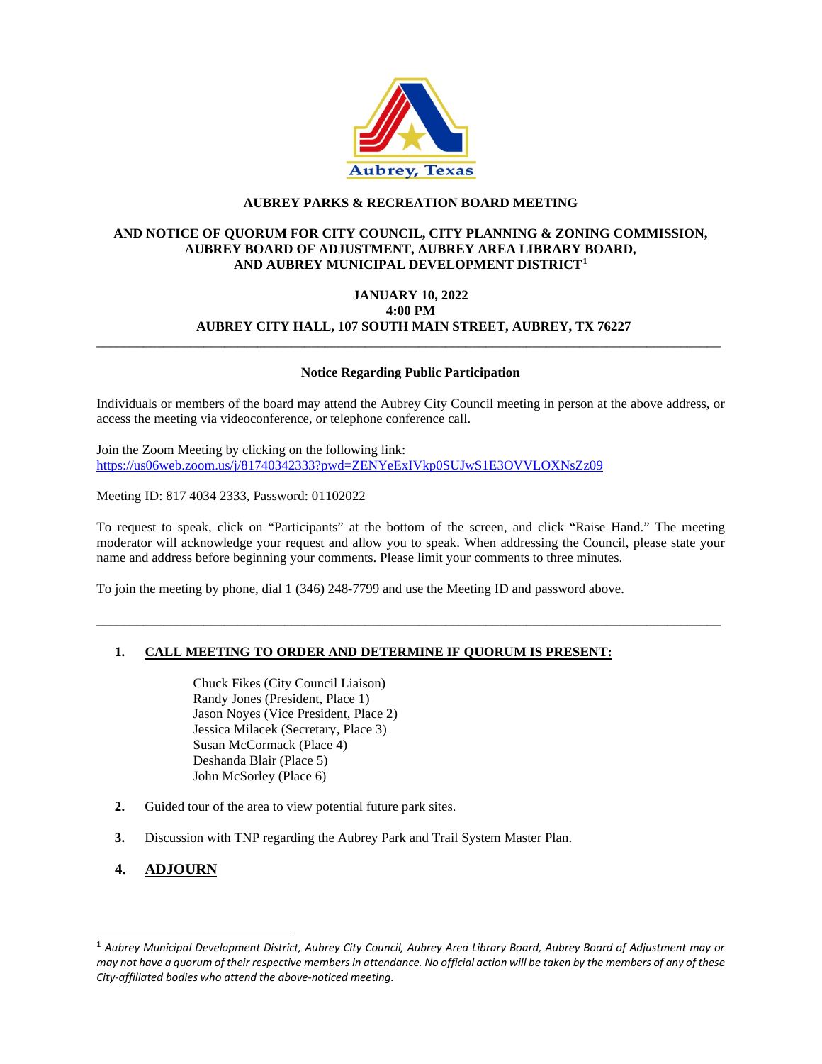# AUBREY PARKS & RECREATION BOARD MEETING

## AND NOTICE OF QUORUM FOR CITY COUNCIL, CITY PLANNING & ZONING COMMISSION, AUBREY BOARD OF ADJUSTMENT, AUBREY AREA LIBRARY BOARD, AND AUBREY MUNICIPAL DEVELOPMENT DISTRICT[1]

**JANUARY 10, 2022**
**4:00 PM**
**AUBREY CITY HALL, 107 SOUTH MAIN STREET, AUBREY, TX 76227**

---

### Notice Regarding Public Participation

Individuals or members of the board may attend the Aubrey City Council meeting in person at the above address, or access the meeting via videoconference, or telephone conference call.

Join the Zoom Meeting by clicking on the following link:
https://us06web.zoom.us/j/81740342333?pwd=ZENYeExIVkp0SUJwS1E3OVVLOXNsZz09

Meeting ID: 817 4034 2333, Password: 01102022

To request to speak, click on "Participants" at the bottom of the screen, and click "Raise Hand." The meeting moderator will acknowledge your request and allow you to speak. When addressing the Council, please state your name and address before beginning your comments. Please limit your comments to three minutes.

To join the meeting by phone, dial 1 (346) 248-7799 and use the Meeting ID and password above.

---

1. **CALL MEETING TO ORDER AND DETERMINE IF QUORUM IS PRESENT:**

   Chuck Fikes (City Council Liaison)
   Randy Jones (President, Place 1)
   Jason Noyes (Vice President, Place 2)
   Jessica Milacek (Secretary, Place 3)
   Susan McCormack (Place 4)
   Deshanda Blair (Place 5)
   John McSorley (Place 6)

2. Guided tour of the area to view potential future park sites.

3. Discussion with TNP regarding the Aubrey Park and Trail System Master Plan.

4. **ADJOURN**

---

[1] *Aubrey Municipal Development District, Aubrey City Council, Aubrey Area Library Board, Aubrey Board of Adjustment may or may not have a quorum of their respective members in attendance. No official action will be taken by the members of any of these City-affiliated bodies who attend the above-noticed meeting.*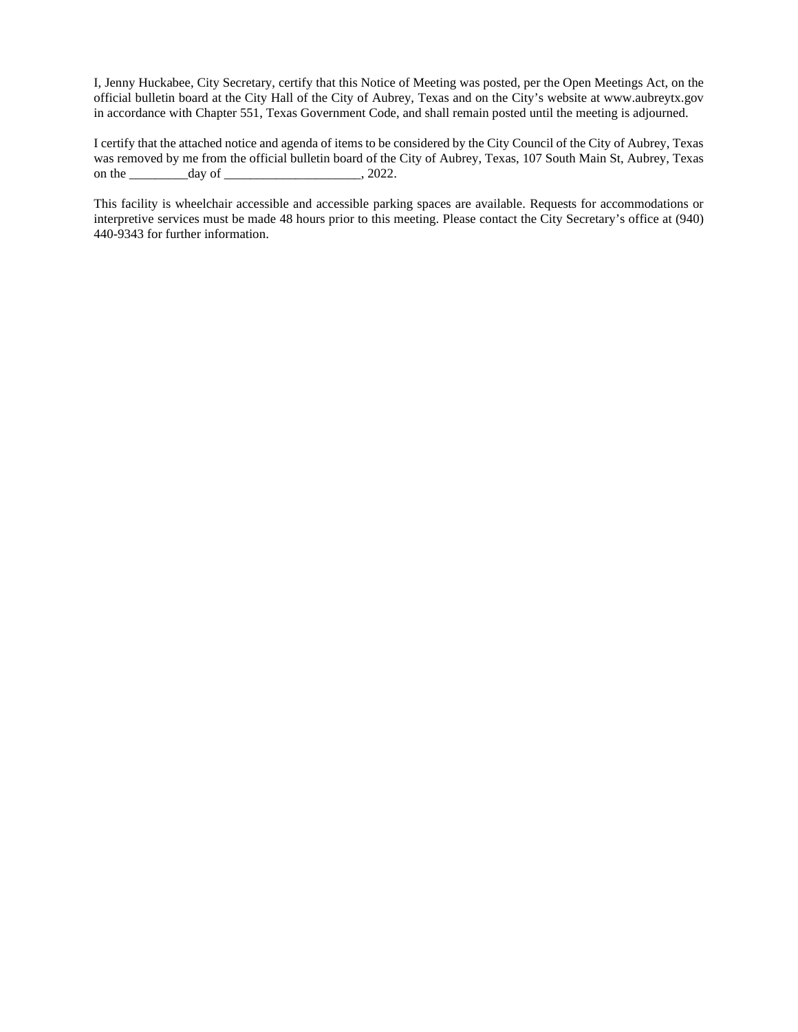I, Jenny Huckabee, City Secretary, certify that this Notice of Meeting was posted, per the Open Meetings Act, on the official bulletin board at the City Hall of the City of Aubrey, Texas and on the City's website at www.aubreytx.gov in accordance with Chapter 551, Texas Government Code, and shall remain posted until the meeting is adjourned.

I certify that the attached notice and agenda of items to be considered by the City Council of the City of Aubrey, Texas was removed by me from the official bulletin board of the City of Aubrey, Texas, 107 South Main St, Aubrey, Texas on the _________day of _____________________, 2022.

This facility is wheelchair accessible and accessible parking spaces are available. Requests for accommodations or interpretive services must be made 48 hours prior to this meeting. Please contact the City Secretary's office at (940) 440-9343 for further information.